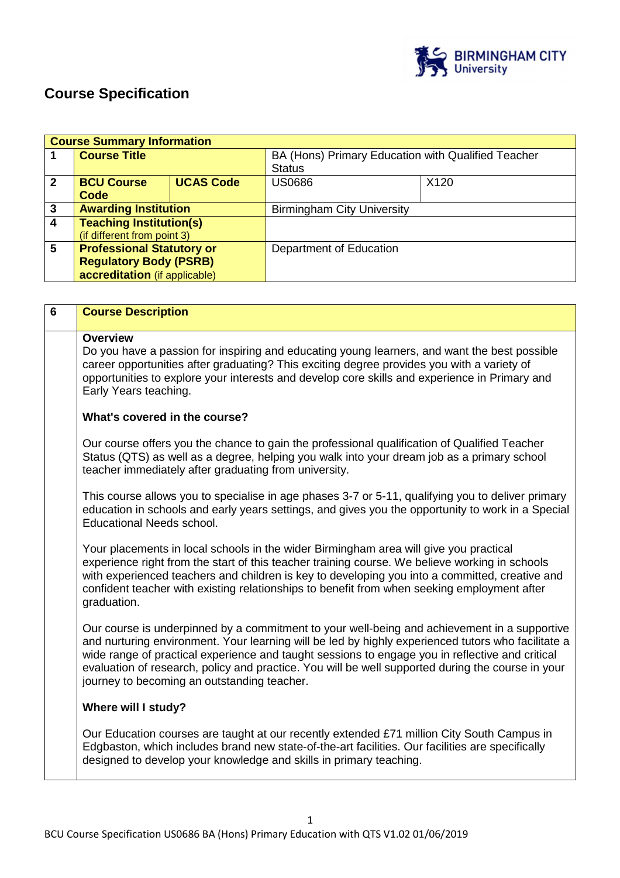# Course Specification

| Course Summary Information | | | | |
|---|---|---|---|---|
| 1 | **Course Title** | | BA (Hons) Primary Education with Qualified Teacher Status | |
| 2 | **BCU Course Code** | **UCAS Code** | US0686 | X120 |
| 3 | **Awarding Institution** | | Birmingham City University | |
| 4 | **Teaching Institution(s)** (if different from point 3) | | | |
| 5 | **Professional Statutory or Regulatory Body (PSRB) accreditation** (if applicable) | | Department of Education | |

| 6 | **Course Description** |
|---|---|

**Overview**

Do you have a passion for inspiring and educating young learners, and want the best possible career opportunities after graduating? This exciting degree provides you with a variety of opportunities to explore your interests and develop core skills and experience in Primary and Early Years teaching.

**What's covered in the course?**

Our course offers you the chance to gain the professional qualification of Qualified Teacher Status (QTS) as well as a degree, helping you walk into your dream job as a primary school teacher immediately after graduating from university.

This course allows you to specialise in age phases 3-7 or 5-11, qualifying you to deliver primary education in schools and early years settings, and gives you the opportunity to work in a Special Educational Needs school.

Your placements in local schools in the wider Birmingham area will give you practical experience right from the start of this teacher training course. We believe working in schools with experienced teachers and children is key to developing you into a committed, creative and confident teacher with existing relationships to benefit from when seeking employment after graduation.

Our course is underpinned by a commitment to your well-being and achievement in a supportive and nurturing environment. Your learning will be led by highly experienced tutors who facilitate a wide range of practical experience and taught sessions to engage you in reflective and critical evaluation of research, policy and practice. You will be well supported during the course in your journey to becoming an outstanding teacher.

**Where will I study?**

Our Education courses are taught at our recently extended £71 million City South Campus in Edgbaston, which includes brand new state-of-the-art facilities. Our facilities are specifically designed to develop your knowledge and skills in primary teaching.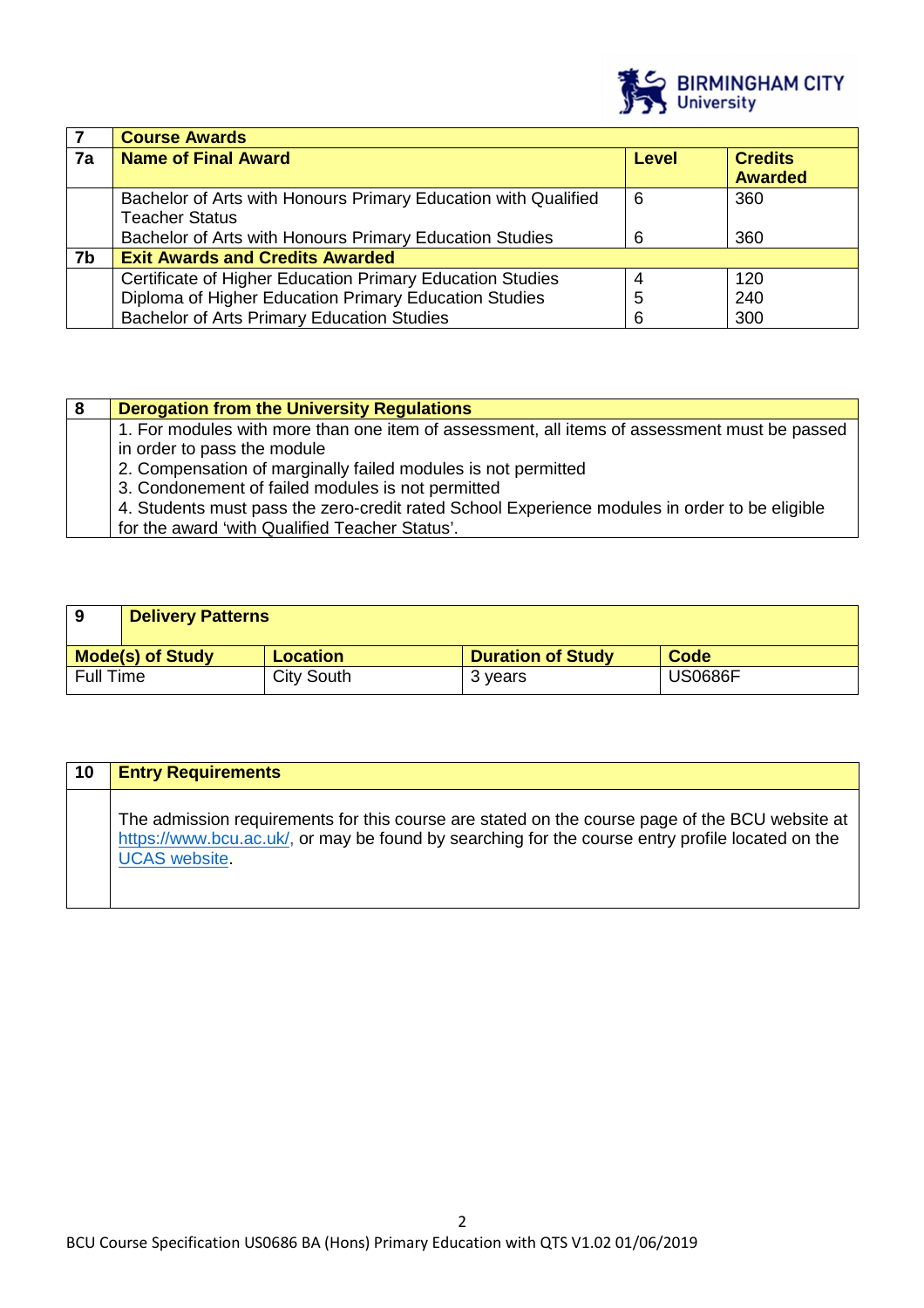| 7 | Course Awards | | |
|---|---|---|---|
| 7a | **Name of Final Award** | **Level** | **Credits Awarded** |
| | Bachelor of Arts with Honours Primary Education with Qualified Teacher Status | 6 | 360 |
| | Bachelor of Arts with Honours Primary Education Studies | 6 | 360 |
| 7b | **Exit Awards and Credits Awarded** | | |
| | Certificate of Higher Education Primary Education Studies | 4 | 120 |
| | Diploma of Higher Education Primary Education Studies | 5 | 240 |
| | Bachelor of Arts Primary Education Studies | 6 | 300 |

| 8 | Derogation from the University Regulations |
|---|---|
| | 1. For modules with more than one item of assessment, all items of assessment must be passed in order to pass the module<br>2. Compensation of marginally failed modules is not permitted<br>3. Condonement of failed modules is not permitted<br>4. Students must pass the zero-credit rated School Experience modules in order to be eligible for the award 'with Qualified Teacher Status'. |

| 9 | Delivery Patterns | | |
|---|---|---|---|
| **Mode(s) of Study** | **Location** | **Duration of Study** | **Code** |
| Full Time | City South | 3 years | US0686F |

| 10 | Entry Requirements |
|---|---|
| | The admission requirements for this course are stated on the course page of the BCU website at https://www.bcu.ac.uk/, or may be found by searching for the course entry profile located on the UCAS website. |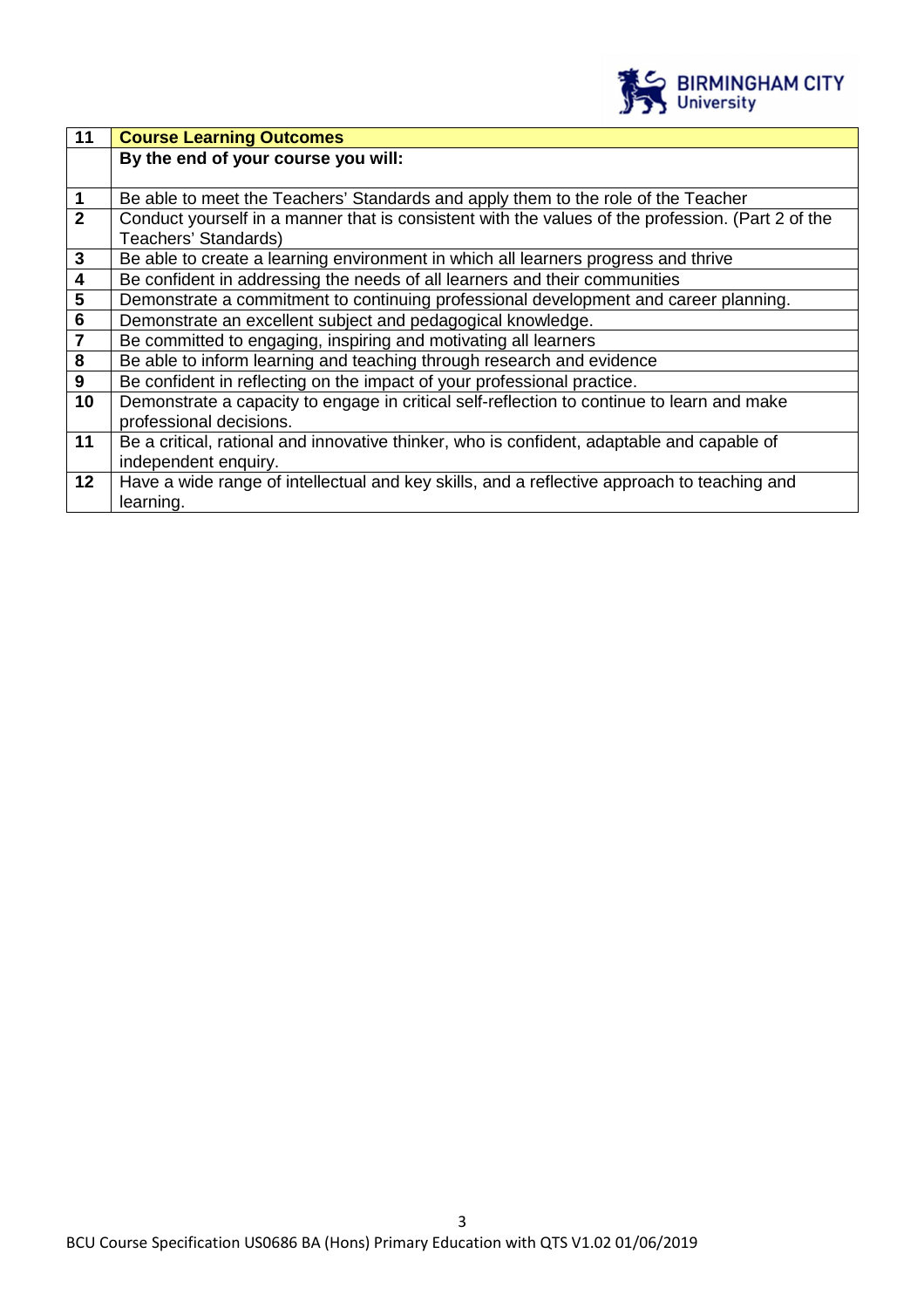| 11 | Course Learning Outcomes |
|---|---|
| | **By the end of your course you will:** |
| 1 | Be able to meet the Teachers' Standards and apply them to the role of the Teacher |
| 2 | Conduct yourself in a manner that is consistent with the values of the profession. (Part 2 of the Teachers' Standards) |
| 3 | Be able to create a learning environment in which all learners progress and thrive |
| 4 | Be confident in addressing the needs of all learners and their communities |
| 5 | Demonstrate a commitment to continuing professional development and career planning. |
| 6 | Demonstrate an excellent subject and pedagogical knowledge. |
| 7 | Be committed to engaging, inspiring and motivating all learners |
| 8 | Be able to inform learning and teaching through research and evidence |
| 9 | Be confident in reflecting on the impact of your professional practice. |
| 10 | Demonstrate a capacity to engage in critical self-reflection to continue to learn and make professional decisions. |
| 11 | Be a critical, rational and innovative thinker, who is confident, adaptable and capable of independent enquiry. |
| 12 | Have a wide range of intellectual and key skills, and a reflective approach to teaching and learning. |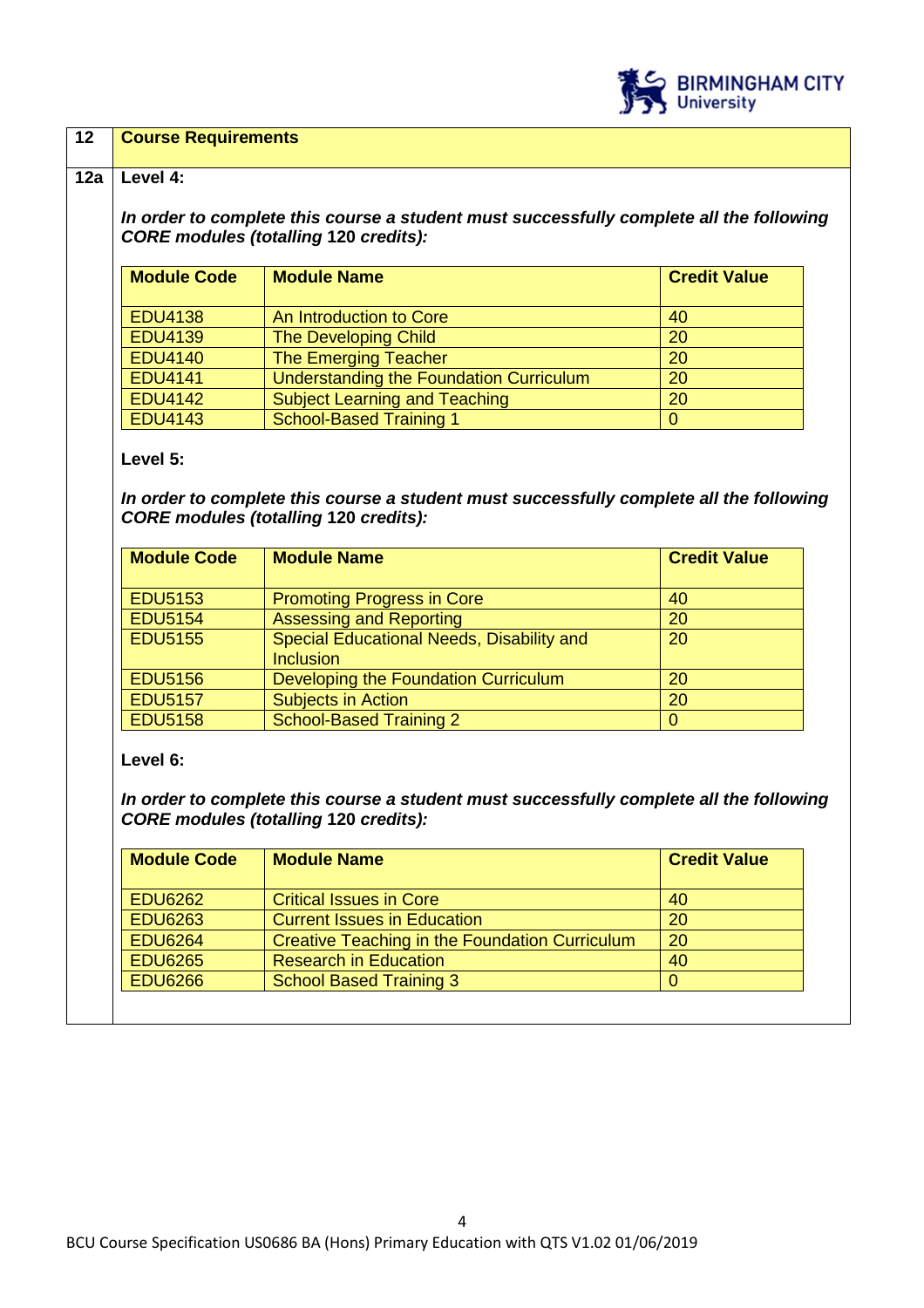## 12 Course Requirements

### 12a Level 4:

***In order to complete this course a student must successfully complete all the following CORE modules (totalling 120 credits):***

| Module Code | Module Name | Credit Value |
|---|---|---|
| EDU4138 | An Introduction to Core | 40 |
| EDU4139 | The Developing Child | 20 |
| EDU4140 | The Emerging Teacher | 20 |
| EDU4141 | Understanding the Foundation Curriculum | 20 |
| EDU4142 | Subject Learning and Teaching | 20 |
| EDU4143 | School-Based Training 1 | 0 |

**Level 5:**

***In order to complete this course a student must successfully complete all the following CORE modules (totalling 120 credits):***

| Module Code | Module Name | Credit Value |
|---|---|---|
| EDU5153 | Promoting Progress in Core | 40 |
| EDU5154 | Assessing and Reporting | 20 |
| EDU5155 | Special Educational Needs, Disability and Inclusion | 20 |
| EDU5156 | Developing the Foundation Curriculum | 20 |
| EDU5157 | Subjects in Action | 20 |
| EDU5158 | School-Based Training 2 | 0 |

**Level 6:**

***In order to complete this course a student must successfully complete all the following CORE modules (totalling 120 credits):***

| Module Code | Module Name | Credit Value |
|---|---|---|
| EDU6262 | Critical Issues in Core | 40 |
| EDU6263 | Current Issues in Education | 20 |
| EDU6264 | Creative Teaching in the Foundation Curriculum | 20 |
| EDU6265 | Research in Education | 40 |
| EDU6266 | School Based Training 3 | 0 |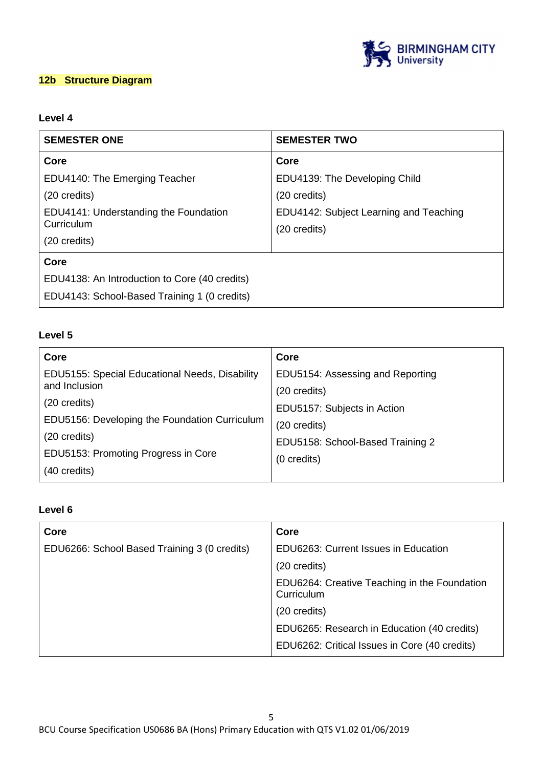## 12b Structure Diagram

### Level 4

| SEMESTER ONE | SEMESTER TWO |
|---|---|
| **Core**<br>EDU4140: The Emerging Teacher<br>(20 credits)<br>EDU4141: Understanding the Foundation Curriculum<br>(20 credits) | **Core**<br>EDU4139: The Developing Child<br>(20 credits)<br>EDU4142: Subject Learning and Teaching<br>(20 credits) |
| **Core**<br>EDU4138: An Introduction to Core (40 credits)<br>EDU4143: School-Based Training 1 (0 credits) | |

### Level 5

| Core | Core |
|---|---|
| EDU5155: Special Educational Needs, Disability and Inclusion<br>(20 credits)<br>EDU5156: Developing the Foundation Curriculum<br>(20 credits)<br>EDU5153: Promoting Progress in Core<br>(40 credits) | EDU5154: Assessing and Reporting<br>(20 credits)<br>EDU5157: Subjects in Action<br>(20 credits)<br>EDU5158: School-Based Training 2<br>(0 credits) |

### Level 6

| Core | Core |
|---|---|
| EDU6266: School Based Training 3 (0 credits) | EDU6263: Current Issues in Education<br>(20 credits)<br>EDU6264: Creative Teaching in the Foundation Curriculum<br>(20 credits)<br>EDU6265: Research in Education (40 credits)<br>EDU6262: Critical Issues in Core (40 credits) |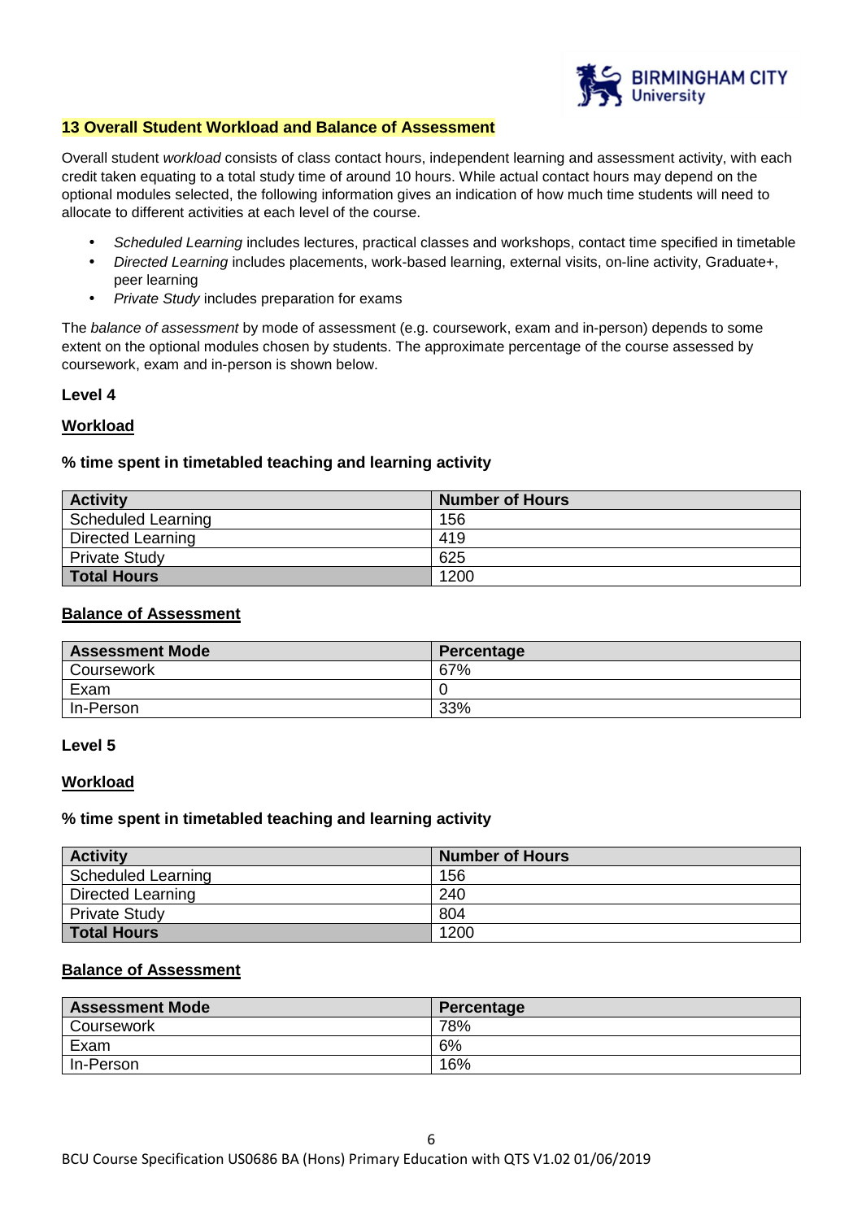## 13 Overall Student Workload and Balance of Assessment

Overall student *workload* consists of class contact hours, independent learning and assessment activity, with each credit taken equating to a total study time of around 10 hours. While actual contact hours may depend on the optional modules selected, the following information gives an indication of how much time students will need to allocate to different activities at each level of the course.

- *Scheduled Learning* includes lectures, practical classes and workshops, contact time specified in timetable
- *Directed Learning* includes placements, work-based learning, external visits, on-line activity, Graduate+, peer learning
- *Private Study* includes preparation for exams

The *balance of assessment* by mode of assessment (e.g. coursework, exam and in-person) depends to some extent on the optional modules chosen by students. The approximate percentage of the course assessed by coursework, exam and in-person is shown below.

### Level 4

**Workload**

**% time spent in timetabled teaching and learning activity**

| Activity | Number of Hours |
|---|---|
| Scheduled Learning | 156 |
| Directed Learning | 419 |
| Private Study | 625 |
| **Total Hours** | 1200 |

**Balance of Assessment**

| Assessment Mode | Percentage |
|---|---|
| Coursework | 67% |
| Exam | 0 |
| In-Person | 33% |

### Level 5

**Workload**

**% time spent in timetabled teaching and learning activity**

| Activity | Number of Hours |
|---|---|
| Scheduled Learning | 156 |
| Directed Learning | 240 |
| Private Study | 804 |
| **Total Hours** | 1200 |

**Balance of Assessment**

| Assessment Mode | Percentage |
|---|---|
| Coursework | 78% |
| Exam | 6% |
| In-Person | 16% |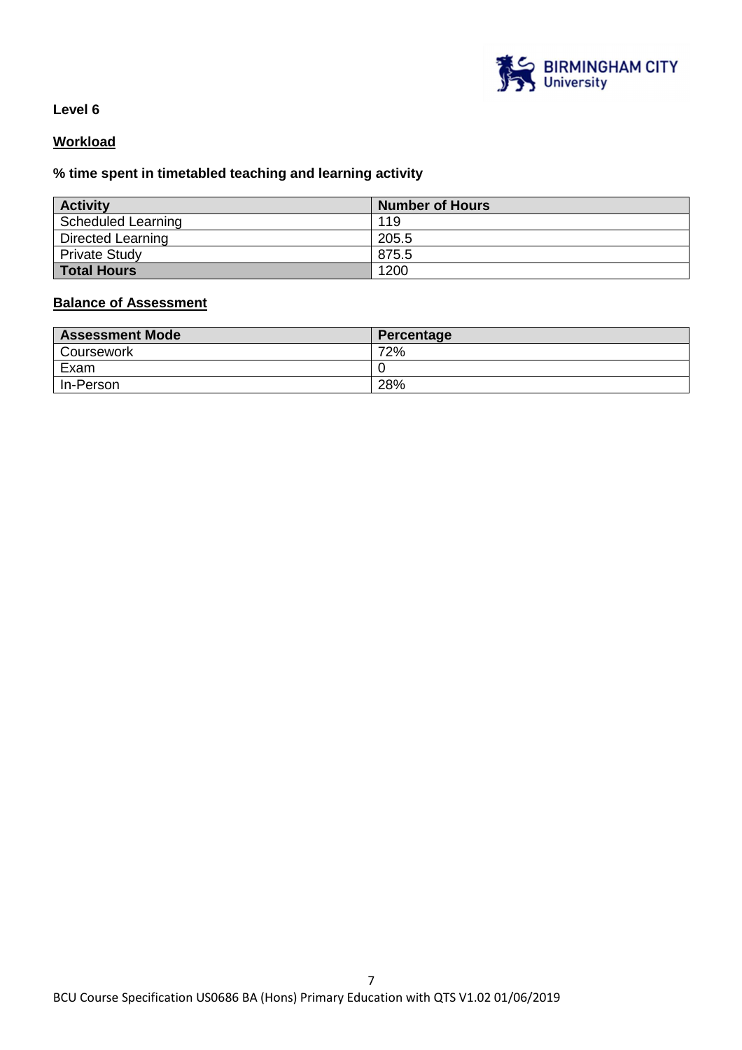**Level 6**

**Workload**

**% time spent in timetabled teaching and learning activity**

| Activity | Number of Hours |
| --- | --- |
| Scheduled Learning | 119 |
| Directed Learning | 205.5 |
| Private Study | 875.5 |
| **Total Hours** | 1200 |

**Balance of Assessment**

| Assessment Mode | Percentage |
| --- | --- |
| Coursework | 72% |
| Exam | 0 |
| In-Person | 28% |